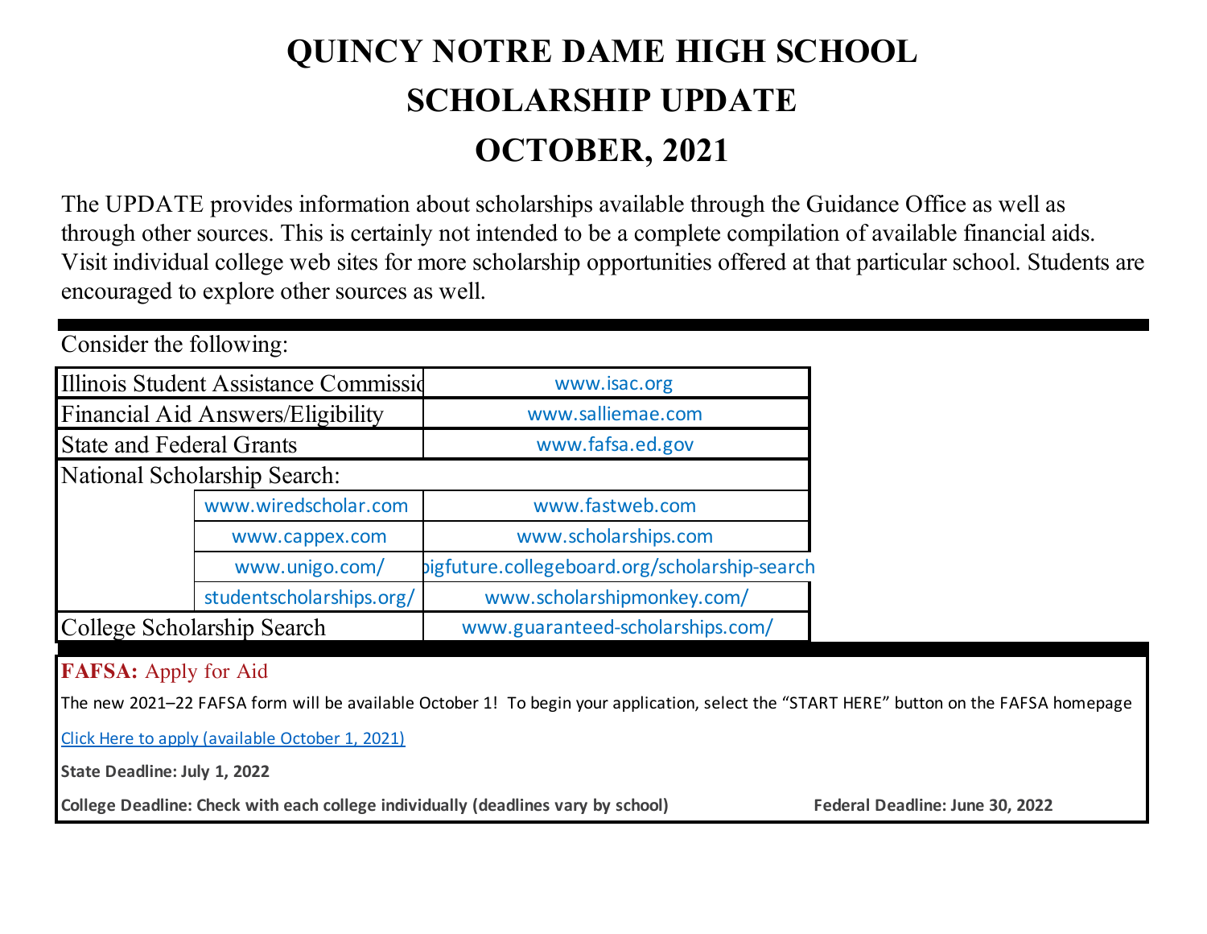# QUINCY NOTRE DAME HIGH SCHOOL
# SCHOLARSHIP UPDATE
# OCTOBER, 2021

The UPDATE provides information about scholarships available through the Guidance Office as well as through other sources. This is certainly not intended to be a complete compilation of available financial aids. Visit individual college web sites for more scholarship opportunities offered at that particular school. Students are encouraged to explore other sources as well.

---

Consider the following:

| | | |
|---|---|---|
| Illinois Student Assistance Commissio | | www.isac.org |
| Financial Aid Answers/Eligibility | | www.salliemae.com |
| State and Federal Grants | | www.fafsa.ed.gov |
| National Scholarship Search: | | |
| | www.wiredscholar.com | www.fastweb.com |
| | www.cappex.com | www.scholarships.com |
| | www.unigo.com/ | bigfuture.collegeboard.org/scholarship-search |
| | studentscholarships.org/ | www.scholarshipmonkey.com/ |
| College Scholarship Search | | www.guaranteed-scholarships.com/ |

**FAFSA:** Apply for Aid

The new 2021–22 FAFSA form will be available October 1! To begin your application, select the "START HERE" button on the FAFSA homepage

Click Here to apply (available October 1, 2021)

**State Deadline: July 1, 2022**

**College Deadline: Check with each college individually (deadlines vary by school)** **Federal Deadline: June 30, 2022**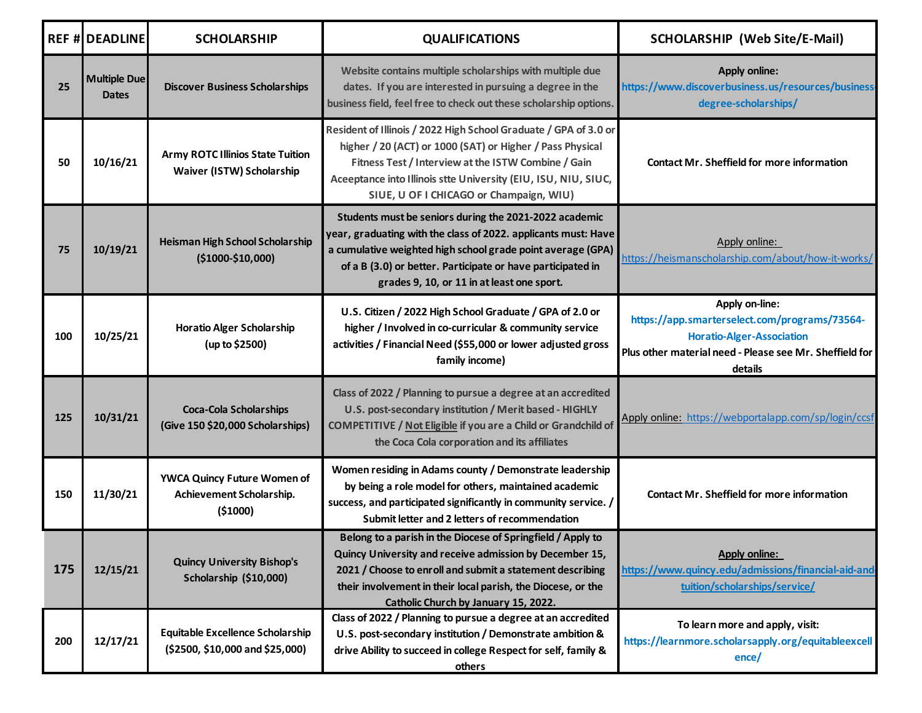| REF # | DEADLINE | SCHOLARSHIP | QUALIFICATIONS | SCHOLARSHIP (Web Site/E-Mail) |
|---|---|---|---|---|
| 25 | Multiple Due Dates | Discover Business Scholarships | Website contains multiple scholarships with multiple due dates. If you are interested in pursuing a degree in the business field, feel free to check out these scholarship options. | Apply online: https://www.discoverbusiness.us/resources/business-degree-scholarships/ |
| 50 | 10/16/21 | Army ROTC Illinios State Tuition Waiver (ISTW) Scholarship | Resident of Illinois / 2022 High School Graduate / GPA of 3.0 or higher / 20 (ACT) or 1000 (SAT) or Higher / Pass Physical Fitness Test / Interview at the ISTW Combine / Gain Aceeptance into Illinois stte University (EIU, ISU, NIU, SIUC, SIUE, U OF I CHICAGO or Champaign, WIU) | Contact Mr. Sheffield for more information |
| 75 | 10/19/21 | Heisman High School Scholarship ($1000-$10,000) | Students must be seniors during the 2021-2022 academic year, graduating with the class of 2022. applicants must: Have a cumulative weighted high school grade point average (GPA) of a B (3.0) or better. Participate or have participated in grades 9, 10, or 11 in at least one sport. | Apply online: https://heismanscholarship.com/about/how-it-works/ |
| 100 | 10/25/21 | Horatio Alger Scholarship (up to $2500) | U.S. Citizen / 2022 High School Graduate / GPA of 2.0 or higher / Involved in co-curricular & community service activities / Financial Need ($55,000 or lower adjusted gross family income) | Apply on-line: https://app.smarterselect.com/programs/73564-Horatio-Alger-Association Plus other material need - Please see Mr. Sheffield for details |
| 125 | 10/31/21 | Coca-Cola Scholarships (Give 150 $20,000 Scholarships) | Class of 2022 / Planning to pursue a degree at an accredited U.S. post-secondary institution / Merit based - HIGHLY COMPETITIVE / Not Eligible if you are a Child or Grandchild of the Coca Cola corporation and its affiliates | Apply online: https://webportalapp.com/sp/login/ccsf |
| 150 | 11/30/21 | YWCA Quincy Future Women of Achievement Scholarship. ($1000) | Women residing in Adams county / Demonstrate leadership by being a role model for others, maintained academic success, and participated significantly in community service. / Submit letter and 2 letters of recommendation | Contact Mr. Sheffield for more information |
| 175 | 12/15/21 | Quincy University Bishop's Scholarship ($10,000) | Belong to a parish in the Diocese of Springfield / Apply to Quincy University and receive admission by December 15, 2021 / Choose to enroll and submit a statement describing their involvement in their local parish, the Diocese, or the Catholic Church by January 15, 2022. | Apply online: https://www.quincy.edu/admissions/financial-aid-and-tuition/scholarships/service/ |
| 200 | 12/17/21 | Equitable Excellence Scholarship ($2500, $10,000 and $25,000) | Class of 2022 / Planning to pursue a degree at an accredited U.S. post-secondary institution / Demonstrate ambition & drive Ability to succeed in college Respect for self, family & others | To learn more and apply, visit: https://learnmore.scholarsapply.org/equitableexcellence/ |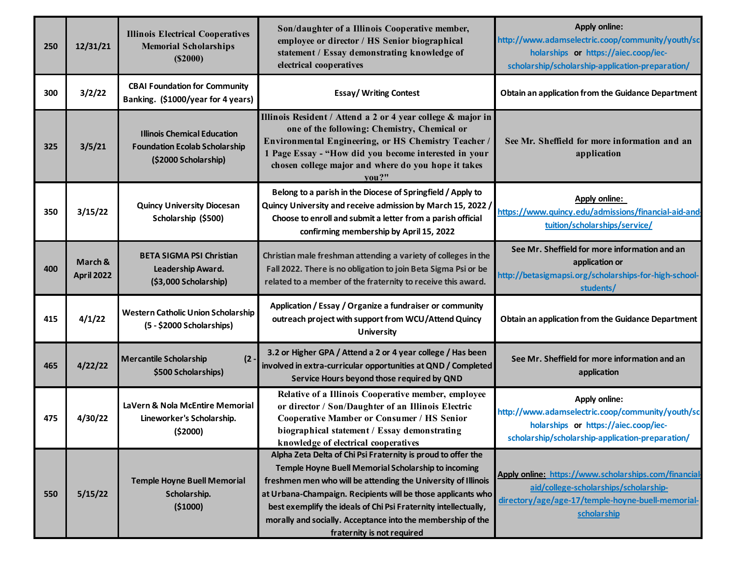| | | | | |
|---|---|---|---|---|
| 250 | 12/31/21 | Illinois Electrical Cooperatives Memorial Scholarships ($2000) | Son/daughter of a Illinois Cooperative member, employee or director / HS Senior biographical statement / Essay demonstrating knowledge of electrical cooperatives | Apply online: http://www.adamselectric.coop/community/youth/scholarships or https://aiec.coop/iec-scholarship/scholarship-application-preparation/ |
| 300 | 3/2/22 | CBAI Foundation for Community Banking. ($1000/year for 4 years) | Essay/ Writing Contest | Obtain an application from the Guidance Department |
| 325 | 3/5/21 | Illinois Chemical Education Foundation Ecolab Scholarship ($2000 Scholarship) | Illinois Resident / Attend a 2 or 4 year college & major in one of the following: Chemistry, Chemical or Environmental Engineering, or HS Chemistry Teacher / 1 Page Essay - "How did you become interested in your chosen college major and where do you hope it takes you?" | See Mr. Sheffield for more information and an application |
| 350 | 3/15/22 | Quincy University Diocesan Scholarship ($500) | Belong to a parish in the Diocese of Springfield / Apply to Quincy University and receive admission by March 15, 2022 / Choose to enroll and submit a letter from a parish official confirming membership by April 15, 2022 | Apply online: https://www.quincy.edu/admissions/financial-aid-and-tuition/scholarships/service/ |
| 400 | March & April 2022 | BETA SIGMA PSI Christian Leadership Award. ($3,000 Scholarship) | Christian male freshman attending a variety of colleges in the Fall 2022. There is no obligation to join Beta Sigma Psi or be related to a member of the fraternity to receive this award. | See Mr. Sheffield for more information and an application or http://betasigmapsi.org/scholarships-for-high-school-students/ |
| 415 | 4/1/22 | Western Catholic Union Scholarship (5 - $2000 Scholarships) | Application / Essay / Organize a fundraiser or community outreach project with support from WCU/Attend Quincy University | Obtain an application from the Guidance Department |
| 465 | 4/22/22 | Mercantile Scholarship (2 - $500 Scholarships) | 3.2 or Higher GPA / Attend a 2 or 4 year college / Has been involved in extra-curricular opportunities at QND / Completed Service Hours beyond those required by QND | See Mr. Sheffield for more information and an application |
| 475 | 4/30/22 | LaVern & Nola McEntire Memorial Lineworker's Scholarship. ($2000) | Relative of a Illinois Cooperative member, employee or director / Son/Daughter of an Illinois Electric Cooperative Mamber or Consumer / HS Senior biographical statement / Essay demonstrating knowledge of electrical cooperatives | Apply online: http://www.adamselectric.coop/community/youth/scholarships or https://aiec.coop/iec-scholarship/scholarship-application-preparation/ |
| 550 | 5/15/22 | Temple Hoyne Buell Memorial Scholarship. ($1000) | Alpha Zeta Delta of Chi Psi Fraternity is proud to offer the Temple Hoyne Buell Memorial Scholarship to incoming freshmen men who will be attending the University of Illinois at Urbana-Champaign. Recipients will be those applicants who best exemplify the ideals of Chi Psi Fraternity intellectually, morally and socially. Acceptance into the membership of the fraternity is not required | Apply online: https://www.scholarships.com/financial-aid/college-scholarships/scholarship-directory/age/age-17/temple-hoyne-buell-memorial-scholarship |